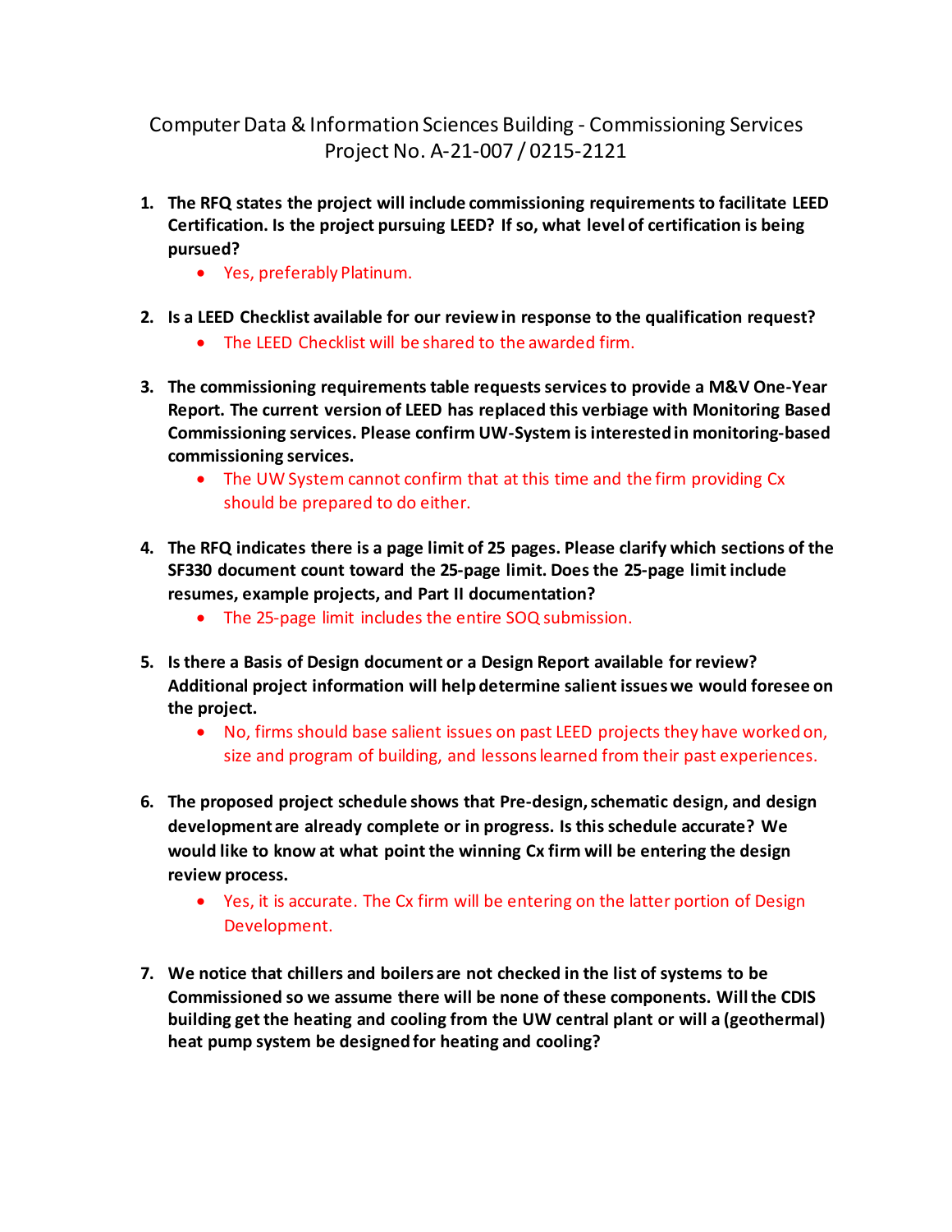# Computer Data & Information Sciences Building - Commissioning Services
## Project No. A-21-007 / 0215-2121

1. **The RFQ states the project will include commissioning requirements to facilitate LEED Certification. Is the project pursuing LEED? If so, what level of certification is being pursued?**
   - Yes, preferably Platinum.

2. **Is a LEED Checklist available for our review in response to the qualification request?**
   - The LEED Checklist will be shared to the awarded firm.

3. **The commissioning requirements table requests services to provide a M&V One-Year Report. The current version of LEED has replaced this verbiage with Monitoring Based Commissioning services. Please confirm UW-System is interested in monitoring-based commissioning services.**
   - The UW System cannot confirm that at this time and the firm providing Cx should be prepared to do either.

4. **The RFQ indicates there is a page limit of 25 pages. Please clarify which sections of the SF330 document count toward the 25-page limit. Does the 25-page limit include resumes, example projects, and Part II documentation?**
   - The 25-page limit includes the entire SOQ submission.

5. **Is there a Basis of Design document or a Design Report available for review? Additional project information will help determine salient issues we would foresee on the project.**
   - No, firms should base salient issues on past LEED projects they have worked on, size and program of building, and lessons learned from their past experiences.

6. **The proposed project schedule shows that Pre-design, schematic design, and design development are already complete or in progress. Is this schedule accurate? We would like to know at what point the winning Cx firm will be entering the design review process.**
   - Yes, it is accurate. The Cx firm will be entering on the latter portion of Design Development.

7. **We notice that chillers and boilers are not checked in the list of systems to be Commissioned so we assume there will be none of these components. Will the CDIS building get the heating and cooling from the UW central plant or will a (geothermal) heat pump system be designed for heating and cooling?**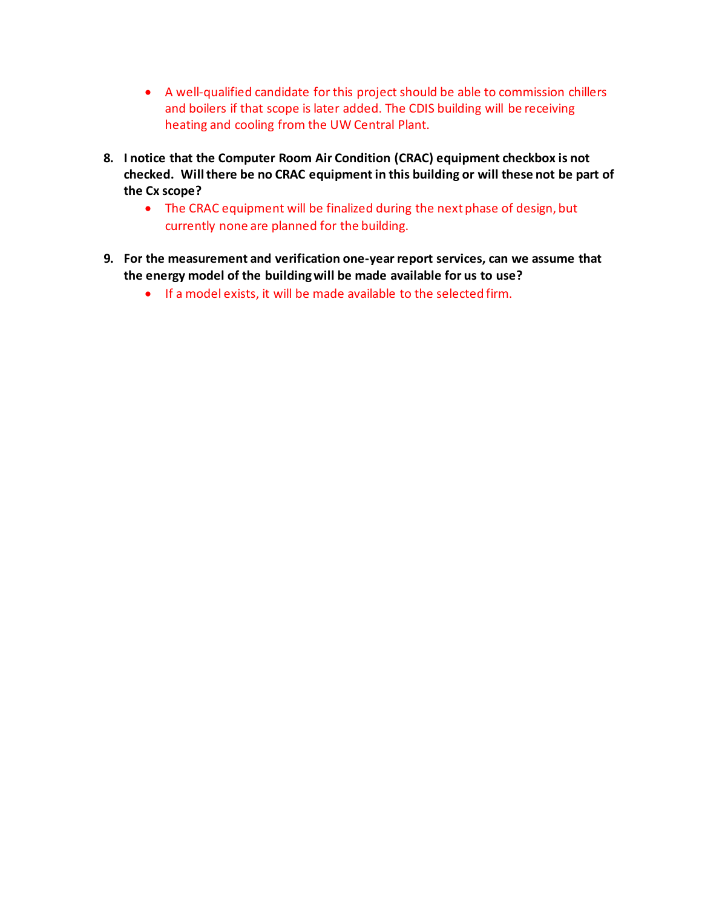- A well-qualified candidate for this project should be able to commission chillers and boilers if that scope is later added. The CDIS building will be receiving heating and cooling from the UW Central Plant.

8. **I notice that the Computer Room Air Condition (CRAC) equipment checkbox is not checked. Will there be no CRAC equipment in this building or will these not be part of the Cx scope?**
   - The CRAC equipment will be finalized during the next phase of design, but currently none are planned for the building.

9. **For the measurement and verification one-year report services, can we assume that the energy model of the building will be made available for us to use?**
   - If a model exists, it will be made available to the selected firm.